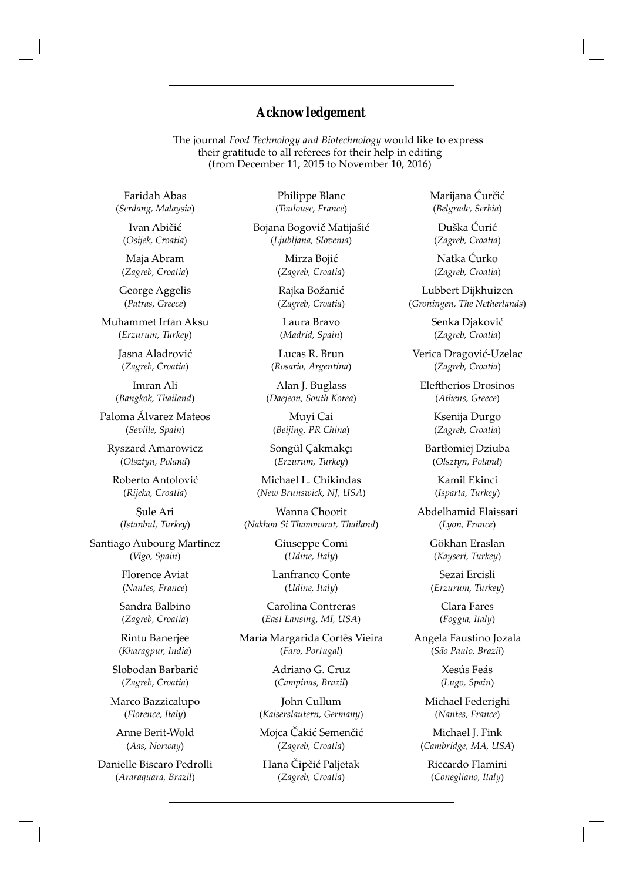# Acknowledgement

The journal *Food Technology and Biotechnology* would like to express their gratitude to all referees for their help in editing (from December 11, 2015 to November 10, 2016)

Faridah Abas
(*Serdang, Malaysia*)

Ivan Abičić
(*Osijek, Croatia*)

Maja Abram
(*Zagreb, Croatia*)

George Aggelis
(*Patras, Greece*)

Muhammet Irfan Aksu
(*Erzurum, Turkey*)

Jasna Aladrović
(*Zagreb, Croatia*)

Imran Ali
(*Bangkok, Thailand*)

Paloma Álvarez Mateos
(*Seville, Spain*)

Ryszard Amarowicz
(*Olsztyn, Poland*)

Roberto Antolović
(*Rijeka, Croatia*)

Şule Ari
(*Istanbul, Turkey*)

Santiago Aubourg Martinez
(*Vigo, Spain*)

Florence Aviat
(*Nantes, France*)

Sandra Balbino
(*Zagreb, Croatia*)

Rintu Banerjee
(*Kharagpur, India*)

Slobodan Barbarić
(*Zagreb, Croatia*)

Marco Bazzicalupo
(*Florence, Italy*)

Anne Berit-Wold
(*Aas, Norway*)

Danielle Biscaro Pedrolli
(*Araraquara, Brazil*)

Philippe Blanc
(*Toulouse, France*)

Bojana Bogovič Matijašić
(*Ljubljana, Slovenia*)

Mirza Bojić
(*Zagreb, Croatia*)

Rajka Božanić
(*Zagreb, Croatia*)

Laura Bravo
(*Madrid, Spain*)

Lucas R. Brun
(*Rosario, Argentina*)

Alan J. Buglass
(*Daejeon, South Korea*)

Muyi Cai
(*Beijing, PR China*)

Songül Çakmakçı
(*Erzurum, Turkey*)

Michael L. Chikindas
(*New Brunswick, NJ, USA*)

Wanna Choorit
(*Nakhon Si Thammarat, Thailand*)

Giuseppe Comi
(*Udine, Italy*)

Lanfranco Conte
(*Udine, Italy*)

Carolina Contreras
(*East Lansing, MI, USA*)

Maria Margarida Cortês Vieira
(*Faro, Portugal*)

Adriano G. Cruz
(*Campinas, Brazil*)

John Cullum
(*Kaiserslautern, Germany*)

Mojca Čakić Semenčić
(*Zagreb, Croatia*)

Hana Čipčić Paljetak
(*Zagreb, Croatia*)

Marijana Ćurčić
(*Belgrade, Serbia*)

Duška Ćurić
(*Zagreb, Croatia*)

Natka Ćurko
(*Zagreb, Croatia*)

Lubbert Dijkhuizen
(*Groningen, The Netherlands*)

Senka Djaković
(*Zagreb, Croatia*)

Verica Dragović-Uzelac
(*Zagreb, Croatia*)

Eleftherios Drosinos
(*Athens, Greece*)

Ksenija Durgo
(*Zagreb, Croatia*)

Bartłomiej Dziuba
(*Olsztyn, Poland*)

Kamil Ekinci
(*Isparta, Turkey*)

Abdelhamid Elaissari
(*Lyon, France*)

Gökhan Eraslan
(*Kayseri, Turkey*)

Sezai Ercisli
(*Erzurum, Turkey*)

Clara Fares
(*Foggia, Italy*)

Angela Faustino Jozala
(*São Paulo, Brazil*)

Xesús Feás
(*Lugo, Spain*)

Michael Federighi
(*Nantes, France*)

Michael J. Fink
(*Cambridge, MA, USA*)

Riccardo Flamini
(*Conegliano, Italy*)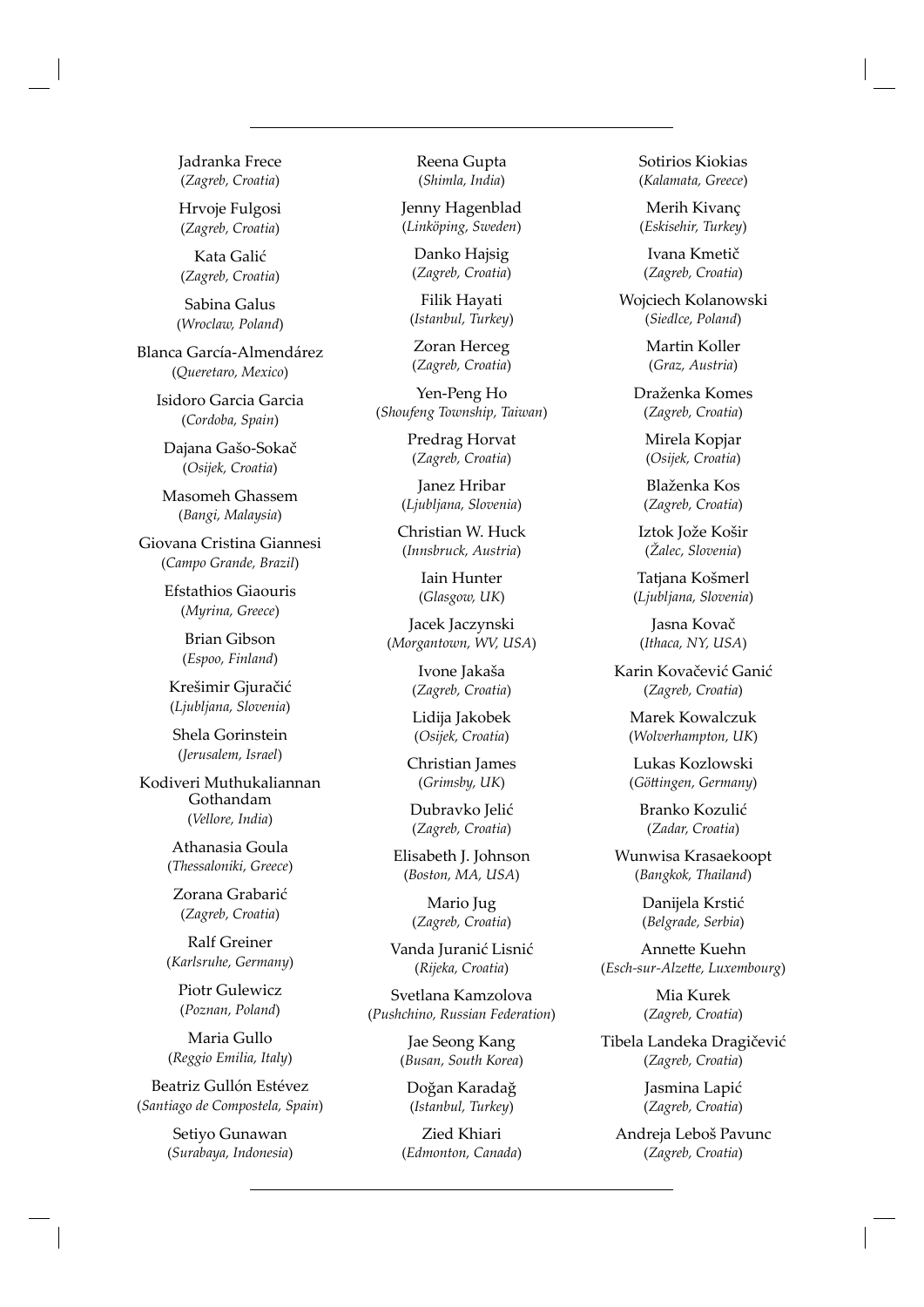Jadranka Frece
(*Zagreb, Croatia*)

Hrvoje Fulgosi
(*Zagreb, Croatia*)

Kata Galić
(*Zagreb, Croatia*)

Sabina Galus
(*Wroclaw, Poland*)

Blanca García-Almendárez
(*Queretaro, Mexico*)

Isidoro Garcia Garcia
(*Cordoba, Spain*)

Dajana Gašo-Sokač
(*Osijek, Croatia*)

Masomeh Ghassem
(*Bangi, Malaysia*)

Giovana Cristina Giannesi
(*Campo Grande, Brazil*)

Efstathios Giaouris
(*Myrina, Greece*)

Brian Gibson
(*Espoo, Finland*)

Krešimir Gjuračić
(*Ljubljana, Slovenia*)

Shela Gorinstein
(*Jerusalem, Israel*)

Kodiveri Muthukaliannan Gothandam
(*Vellore, India*)

Athanasia Goula
(*Thessaloniki, Greece*)

Zorana Grabarić
(*Zagreb, Croatia*)

Ralf Greiner
(*Karlsruhe, Germany*)

Piotr Gulewicz
(*Poznan, Poland*)

Maria Gullo
(*Reggio Emilia, Italy*)

Beatriz Gullón Estévez
(*Santiago de Compostela, Spain*)

Setiyo Gunawan
(*Surabaya, Indonesia*)

Reena Gupta
(*Shimla, India*)

Jenny Hagenblad
(*Linköping, Sweden*)

Danko Hajsig
(*Zagreb, Croatia*)

Filik Hayati
(*Istanbul, Turkey*)

Zoran Herceg
(*Zagreb, Croatia*)

Yen-Peng Ho
(*Shoufeng Township, Taiwan*)

Predrag Horvat
(*Zagreb, Croatia*)

Janez Hribar
(*Ljubljana, Slovenia*)

Christian W. Huck
(*Innsbruck, Austria*)

Iain Hunter
(*Glasgow, UK*)

Jacek Jaczynski
(*Morgantown, WV, USA*)

Ivone Jakaša
(*Zagreb, Croatia*)

Lidija Jakobek
(*Osijek, Croatia*)

Christian James
(*Grimsby, UK*)

Dubravko Jelić
(*Zagreb, Croatia*)

Elisabeth J. Johnson
(*Boston, MA, USA*)

Mario Jug
(*Zagreb, Croatia*)

Vanda Juranić Lisnić
(*Rijeka, Croatia*)

Svetlana Kamzolova
(*Pushchino, Russian Federation*)

Jae Seong Kang
(*Busan, South Korea*)

Doğan Karadağ
(*Istanbul, Turkey*)

Zied Khiari
(*Edmonton, Canada*)

Sotirios Kiokias
(*Kalamata, Greece*)

Merih Kivanç
(*Eskisehir, Turkey*)

Ivana Kmetič
(*Zagreb, Croatia*)

Wojciech Kolanowski
(*Siedlce, Poland*)

Martin Koller
(*Graz, Austria*)

Draženka Komes
(*Zagreb, Croatia*)

Mirela Kopjar
(*Osijek, Croatia*)

Blaženka Kos
(*Zagreb, Croatia*)

Iztok Jože Košir
(*Žalec, Slovenia*)

Tatjana Košmerl
(*Ljubljana, Slovenia*)

Jasna Kovač
(*Ithaca, NY, USA*)

Karin Kovačević Ganić
(*Zagreb, Croatia*)

Marek Kowalczuk
(*Wolverhampton, UK*)

Lukas Kozlowski
(*Göttingen, Germany*)

Branko Kozulić
(*Zadar, Croatia*)

Wunwisa Krasaekoopt
(*Bangkok, Thailand*)

Danijela Krstić
(*Belgrade, Serbia*)

Annette Kuehn
(*Esch-sur-Alzette, Luxembourg*)

Mia Kurek
(*Zagreb, Croatia*)

Tibela Landeka Dragičević
(*Zagreb, Croatia*)

Jasmina Lapić
(*Zagreb, Croatia*)

Andreja Leboš Pavunc
(*Zagreb, Croatia*)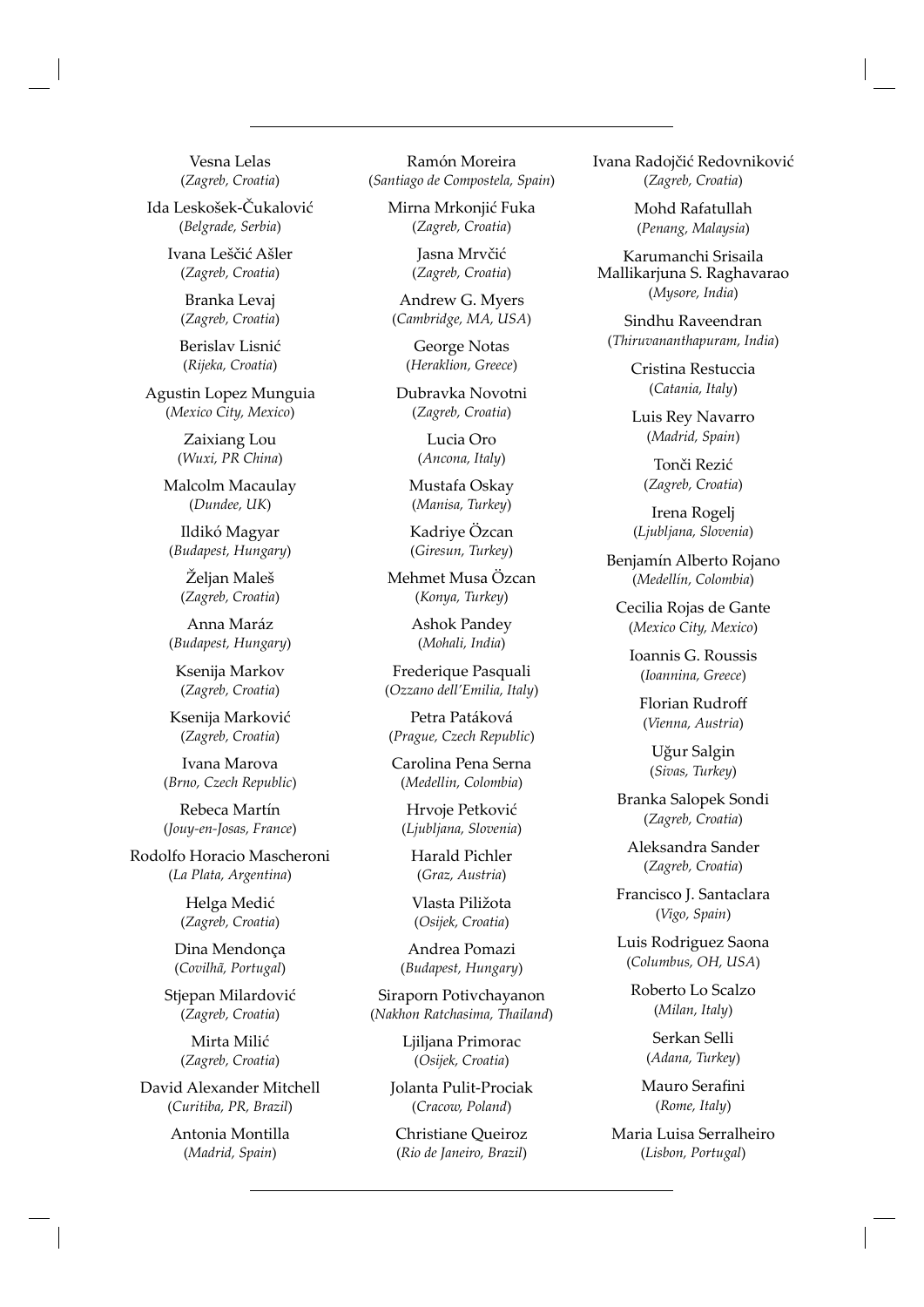Vesna Lelas
(*Zagreb, Croatia*)

Ida Leskošek-Čukalović
(*Belgrade, Serbia*)

Ivana Leščić Ašler
(*Zagreb, Croatia*)

Branka Levaj
(*Zagreb, Croatia*)

Berislav Lisnić
(*Rijeka, Croatia*)

Agustin Lopez Munguia
(*Mexico City, Mexico*)

Zaixiang Lou
(*Wuxi, PR China*)

Malcolm Macaulay
(*Dundee, UK*)

Ildikó Magyar
(*Budapest, Hungary*)

Željan Maleš
(*Zagreb, Croatia*)

Anna Maráz
(*Budapest, Hungary*)

Ksenija Markov
(*Zagreb, Croatia*)

Ksenija Marković
(*Zagreb, Croatia*)

Ivana Marova
(*Brno, Czech Republic*)

Rebeca Martín
(*Jouy-en-Josas, France*)

Rodolfo Horacio Mascheroni
(*La Plata, Argentina*)

Helga Medić
(*Zagreb, Croatia*)

Dina Mendonça
(*Covilhã, Portugal*)

Stjepan Milardović
(*Zagreb, Croatia*)

Mirta Milić
(*Zagreb, Croatia*)

David Alexander Mitchell
(*Curitiba, PR, Brazil*)

Antonia Montilla
(*Madrid, Spain*)

Ramón Moreira
(*Santiago de Compostela, Spain*)

Mirna Mrkonjić Fuka
(*Zagreb, Croatia*)

Jasna Mrvčić
(*Zagreb, Croatia*)

Andrew G. Myers
(*Cambridge, MA, USA*)

George Notas
(*Heraklion, Greece*)

Dubravka Novotni
(*Zagreb, Croatia*)

Lucia Oro
(*Ancona, Italy*)

Mustafa Oskay
(*Manisa, Turkey*)

Kadriye Özcan
(*Giresun, Turkey*)

Mehmet Musa Özcan
(*Konya, Turkey*)

Ashok Pandey
(*Mohali, India*)

Frederique Pasquali
(*Ozzano dell'Emilia, Italy*)

Petra Patáková
(*Prague, Czech Republic*)

Carolina Pena Serna
(*Medellin, Colombia*)

Hrvoje Petković
(*Ljubljana, Slovenia*)

Harald Pichler
(*Graz, Austria*)

Vlasta Piližota
(*Osijek, Croatia*)

Andrea Pomazi
(*Budapest, Hungary*)

Siraporn Potivchayanon
(*Nakhon Ratchasima, Thailand*)

Ljiljana Primorac
(*Osijek, Croatia*)

Jolanta Pulit-Prociak
(*Cracow, Poland*)

Christiane Queiroz
(*Rio de Janeiro, Brazil*)

Ivana Radojčić Redovniković
(*Zagreb, Croatia*)

Mohd Rafatullah
(*Penang, Malaysia*)

Karumanchi Srisaila Mallikarjuna S. Raghavarao
(*Mysore, India*)

Sindhu Raveendran
(*Thiruvananthapuram, India*)

Cristina Restuccia
(*Catania, Italy*)

Luis Rey Navarro
(*Madrid, Spain*)

Tonči Rezić
(*Zagreb, Croatia*)

Irena Rogelj
(*Ljubljana, Slovenia*)

Benjamín Alberto Rojano
(*Medellín, Colombia*)

Cecilia Rojas de Gante
(*Mexico City, Mexico*)

Ioannis G. Roussis
(*Ioannina, Greece*)

Florian Rudroff
(*Vienna, Austria*)

Uğur Salgin
(*Sivas, Turkey*)

Branka Salopek Sondi
(*Zagreb, Croatia*)

Aleksandra Sander
(*Zagreb, Croatia*)

Francisco J. Santaclara
(*Vigo, Spain*)

Luis Rodriguez Saona
(*Columbus, OH, USA*)

Roberto Lo Scalzo
(*Milan, Italy*)

Serkan Selli
(*Adana, Turkey*)

Mauro Serafini
(*Rome, Italy*)

Maria Luisa Serralheiro
(*Lisbon, Portugal*)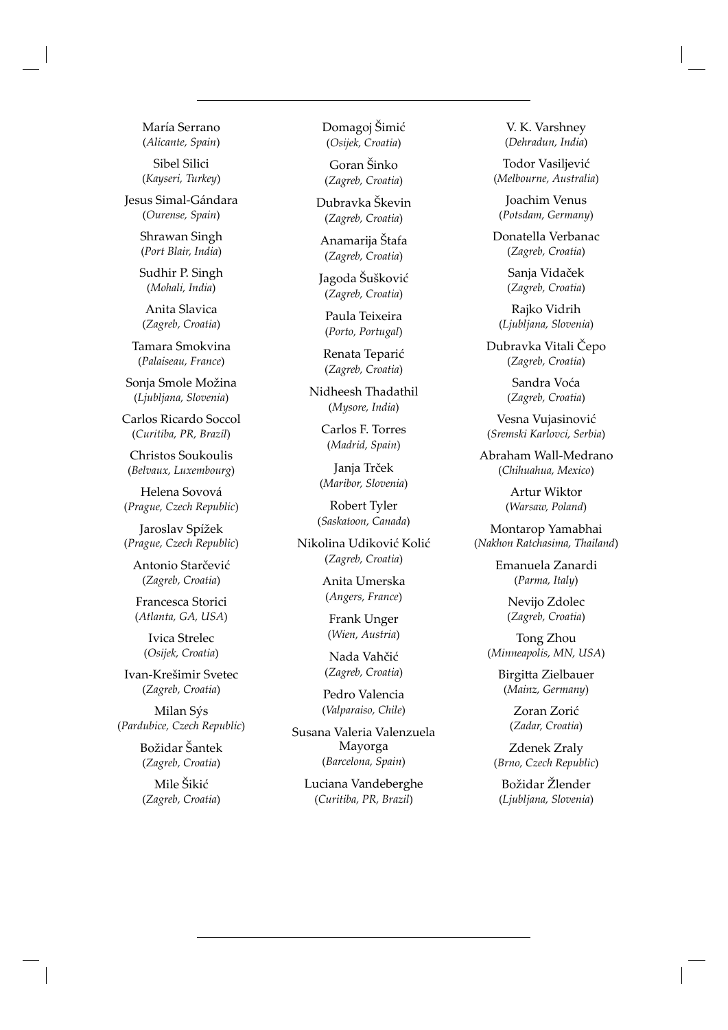María Serrano
(*Alicante, Spain*)

Sibel Silici
(*Kayseri, Turkey*)

Jesus Simal-Gándara
(*Ourense, Spain*)

Shrawan Singh
(*Port Blair, India*)

Sudhir P. Singh
(*Mohali, India*)

Anita Slavica
(*Zagreb, Croatia*)

Tamara Smokvina
(*Palaiseau, France*)

Sonja Smole Možina
(*Ljubljana, Slovenia*)

Carlos Ricardo Soccol
(*Curitiba, PR, Brazil*)

Christos Soukoulis
(*Belvaux, Luxembourg*)

Helena Sovová
(*Prague, Czech Republic*)

Jaroslav Spížek
(*Prague, Czech Republic*)

Antonio Starčević
(*Zagreb, Croatia*)

Francesca Storici
(*Atlanta, GA, USA*)

Ivica Strelec
(*Osijek, Croatia*)

Ivan-Krešimir Svetec
(*Zagreb, Croatia*)

Milan Sýs
(*Pardubice, Czech Republic*)

Božidar Šantek
(*Zagreb, Croatia*)

Mile Šikić
(*Zagreb, Croatia*)

Domagoj Šimić
(*Osijek, Croatia*)

Goran Šinko
(*Zagreb, Croatia*)

Dubravka Škevin
(*Zagreb, Croatia*)

Anamarija Štafa
(*Zagreb, Croatia*)

Jagoda Šušković
(*Zagreb, Croatia*)

Paula Teixeira
(*Porto, Portugal*)

Renata Teparić
(*Zagreb, Croatia*)

Nidheesh Thadathil
(*Mysore, India*)

Carlos F. Torres
(*Madrid, Spain*)

Janja Trček
(*Maribor, Slovenia*)

Robert Tyler
(*Saskatoon, Canada*)

Nikolina Udiković Kolić
(*Zagreb, Croatia*)

Anita Umerska
(*Angers, France*)

Frank Unger
(*Wien, Austria*)

Nada Vahčić
(*Zagreb, Croatia*)

Pedro Valencia
(*Valparaiso, Chile*)

Susana Valeria Valenzuela Mayorga
(*Barcelona, Spain*)

Luciana Vandeberghe
(*Curitiba, PR, Brazil*)

V. K. Varshney
(*Dehradun, India*)

Todor Vasiljević
(*Melbourne, Australia*)

Joachim Venus
(*Potsdam, Germany*)

Donatella Verbanac
(*Zagreb, Croatia*)

Sanja Vidaček
(*Zagreb, Croatia*)

Rajko Vidrih
(*Ljubljana, Slovenia*)

Dubravka Vitali Čepo
(*Zagreb, Croatia*)

Sandra Voća
(*Zagreb, Croatia*)

Vesna Vujasinović
(*Sremski Karlovci, Serbia*)

Abraham Wall-Medrano
(*Chihuahua, Mexico*)

Artur Wiktor
(*Warsaw, Poland*)

Montarop Yamabhai
(*Nakhon Ratchasima, Thailand*)

Emanuela Zanardi
(*Parma, Italy*)

Nevijo Zdolec
(*Zagreb, Croatia*)

Tong Zhou
(*Minneapolis, MN, USA*)

Birgitta Zielbauer
(*Mainz, Germany*)

Zoran Zorić
(*Zadar, Croatia*)

Zdenek Zraly
(*Brno, Czech Republic*)

Božidar Žlender
(*Ljubljana, Slovenia*)